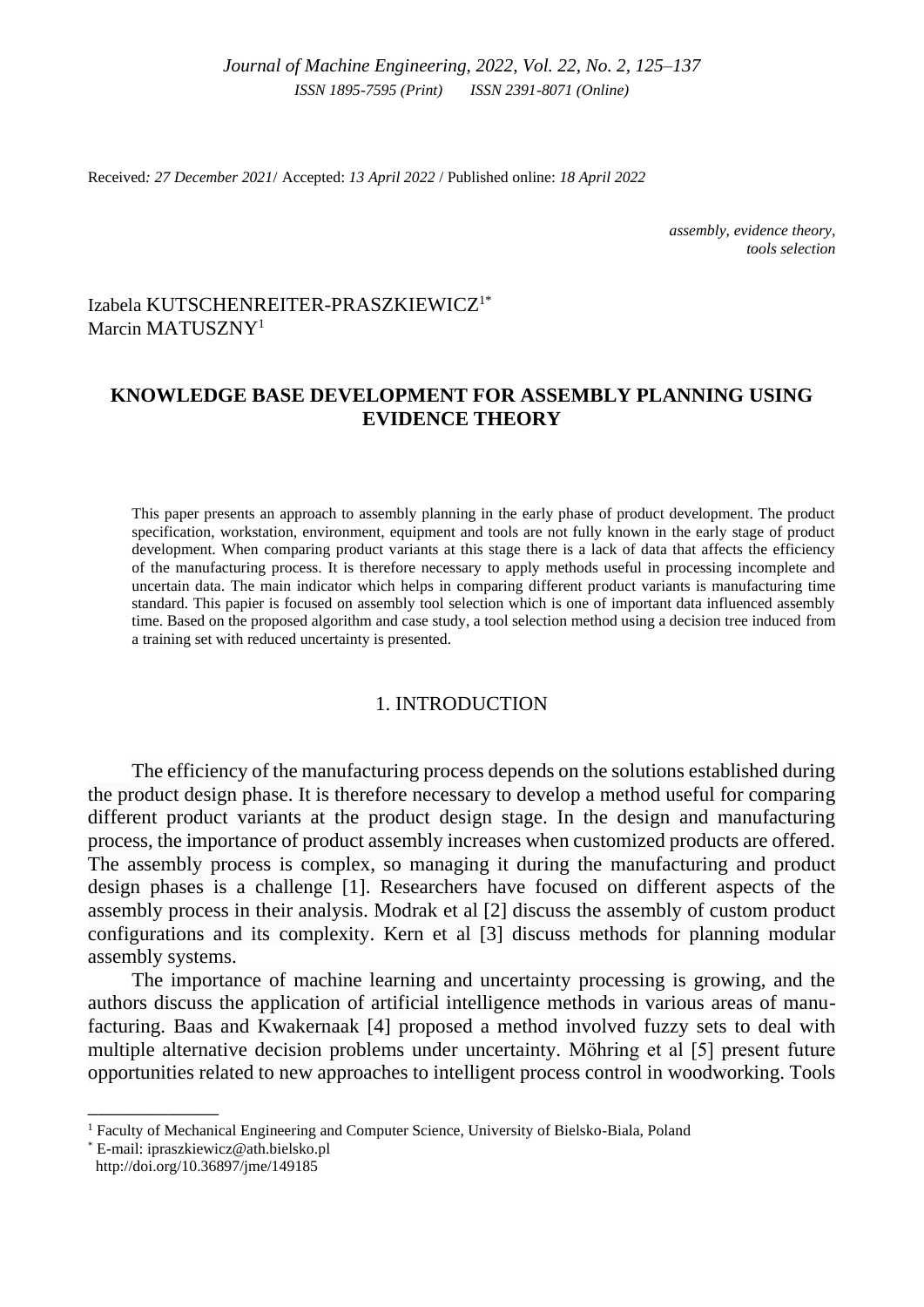Received: *27 December 2021*/ Accepted: *13 April 2022* / Published online: *18 April 2022*

*assembly, evidence theory, tools selection*

Izabela KUTSCHENREITER-PRASZKIEWICZ[1*]
Marcin MATUSZNY[1]

# KNOWLEDGE BASE DEVELOPMENT FOR ASSEMBLY PLANNING USING EVIDENCE THEORY

This paper presents an approach to assembly planning in the early phase of product development. The product specification, workstation, environment, equipment and tools are not fully known in the early stage of product development. When comparing product variants at this stage there is a lack of data that affects the efficiency of the manufacturing process. It is therefore necessary to apply methods useful in processing incomplete and uncertain data. The main indicator which helps in comparing different product variants is manufacturing time standard. This papier is focused on assembly tool selection which is one of important data influenced assembly time. Based on the proposed algorithm and case study, a tool selection method using a decision tree induced from a training set with reduced uncertainty is presented.

## 1. INTRODUCTION

The efficiency of the manufacturing process depends on the solutions established during the product design phase. It is therefore necessary to develop a method useful for comparing different product variants at the product design stage. In the design and manufacturing process, the importance of product assembly increases when customized products are offered. The assembly process is complex, so managing it during the manufacturing and product design phases is a challenge [1]. Researchers have focused on different aspects of the assembly process in their analysis. Modrak et al [2] discuss the assembly of custom product configurations and its complexity. Kern et al [3] discuss methods for planning modular assembly systems.

The importance of machine learning and uncertainty processing is growing, and the authors discuss the application of artificial intelligence methods in various areas of manufacturing. Baas and Kwakernaak [4] proposed a method involved fuzzy sets to deal with multiple alternative decision problems under uncertainty. Möhring et al [5] present future opportunities related to new approaches to intelligent process control in woodworking. Tools

[1] Faculty of Mechanical Engineering and Computer Science, University of Bielsko-Biala, Poland
[*] E-mail: ipraszkiewicz@ath.bielsko.pl
http://doi.org/10.36897/jme/149185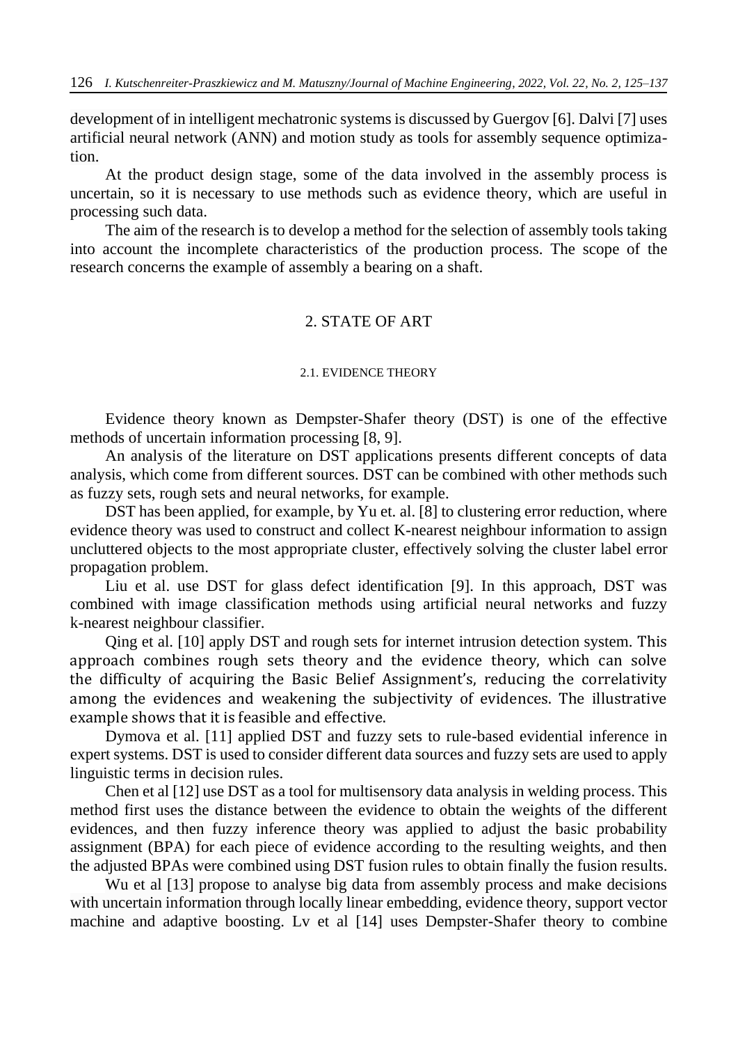development of in intelligent mechatronic systems is discussed by Guergov [6]. Dalvi [7] uses artificial neural network (ANN) and motion study as tools for assembly sequence optimization.

At the product design stage, some of the data involved in the assembly process is uncertain, so it is necessary to use methods such as evidence theory, which are useful in processing such data.

The aim of the research is to develop a method for the selection of assembly tools taking into account the incomplete characteristics of the production process. The scope of the research concerns the example of assembly a bearing on a shaft.

## 2. STATE OF ART

### 2.1. EVIDENCE THEORY

Evidence theory known as Dempster-Shafer theory (DST) is one of the effective methods of uncertain information processing [8, 9].

An analysis of the literature on DST applications presents different concepts of data analysis, which come from different sources. DST can be combined with other methods such as fuzzy sets, rough sets and neural networks, for example.

DST has been applied, for example, by Yu et. al. [8] to clustering error reduction, where evidence theory was used to construct and collect K-nearest neighbour information to assign uncluttered objects to the most appropriate cluster, effectively solving the cluster label error propagation problem.

Liu et al. use DST for glass defect identification [9]. In this approach, DST was combined with image classification methods using artificial neural networks and fuzzy k-nearest neighbour classifier.

Qing et al. [10] apply DST and rough sets for internet intrusion detection system. This approach combines rough sets theory and the evidence theory, which can solve the difficulty of acquiring the Basic Belief Assignment's, reducing the correlativity among the evidences and weakening the subjectivity of evidences. The illustrative example shows that it is feasible and effective.

Dymova et al. [11] applied DST and fuzzy sets to rule-based evidential inference in expert systems. DST is used to consider different data sources and fuzzy sets are used to apply linguistic terms in decision rules.

Chen et al [12] use DST as a tool for multisensory data analysis in welding process. This method first uses the distance between the evidence to obtain the weights of the different evidences, and then fuzzy inference theory was applied to adjust the basic probability assignment (BPA) for each piece of evidence according to the resulting weights, and then the adjusted BPAs were combined using DST fusion rules to obtain finally the fusion results.

Wu et al [13] propose to analyse big data from assembly process and make decisions with uncertain information through locally linear embedding, evidence theory, support vector machine and adaptive boosting. Lv et al [14] uses Dempster-Shafer theory to combine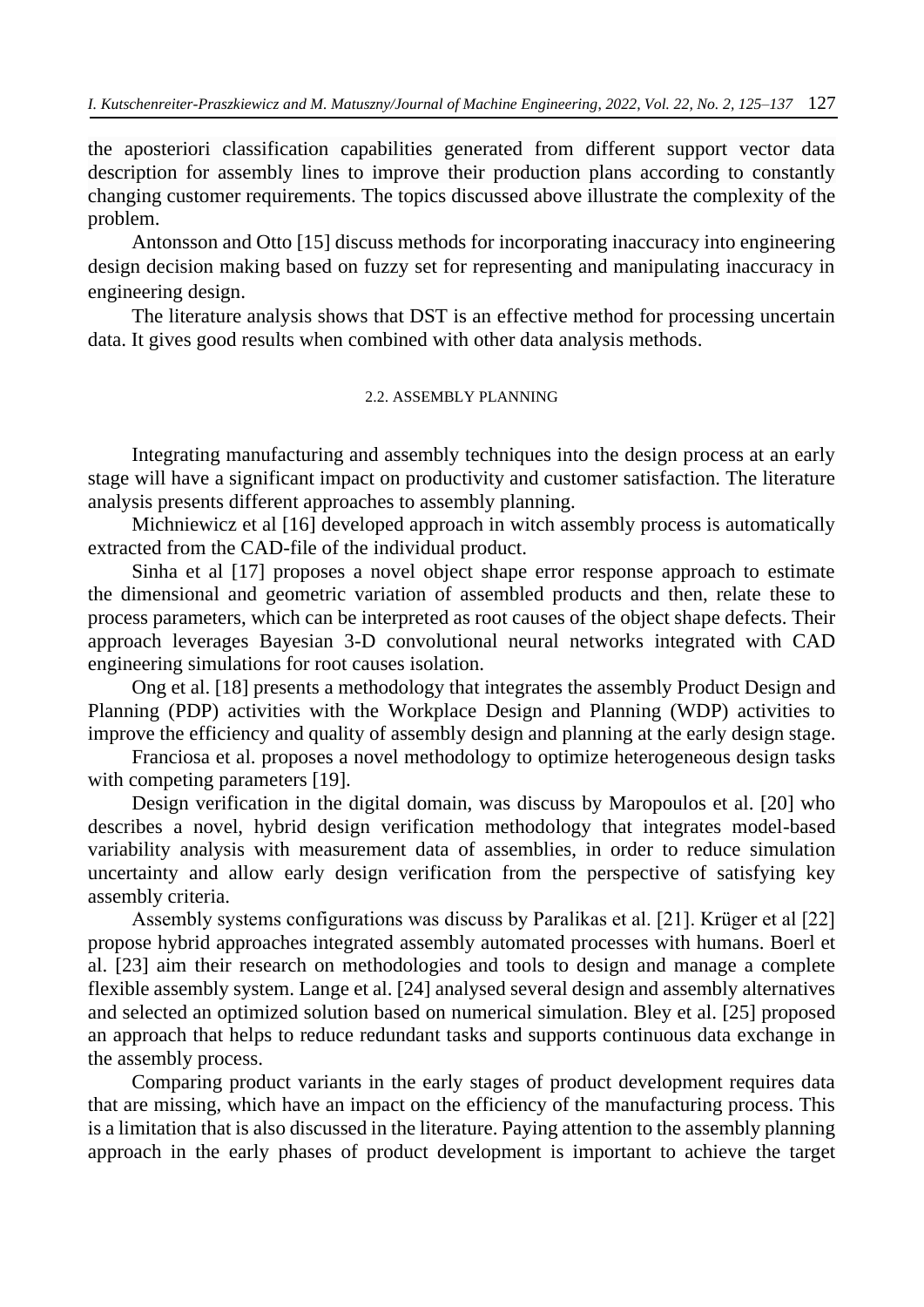the aposteriori classification capabilities generated from different support vector data description for assembly lines to improve their production plans according to constantly changing customer requirements. The topics discussed above illustrate the complexity of the problem.

Antonsson and Otto [15] discuss methods for incorporating inaccuracy into engineering design decision making based on fuzzy set for representing and manipulating inaccuracy in engineering design.

The literature analysis shows that DST is an effective method for processing uncertain data. It gives good results when combined with other data analysis methods.

### 2.2. ASSEMBLY PLANNING

Integrating manufacturing and assembly techniques into the design process at an early stage will have a significant impact on productivity and customer satisfaction. The literature analysis presents different approaches to assembly planning.

Michniewicz et al [16] developed approach in witch assembly process is automatically extracted from the CAD-file of the individual product.

Sinha et al [17] proposes a novel object shape error response approach to estimate the dimensional and geometric variation of assembled products and then, relate these to process parameters, which can be interpreted as root causes of the object shape defects. Their approach leverages Bayesian 3-D convolutional neural networks integrated with CAD engineering simulations for root causes isolation.

Ong et al. [18] presents a methodology that integrates the assembly Product Design and Planning (PDP) activities with the Workplace Design and Planning (WDP) activities to improve the efficiency and quality of assembly design and planning at the early design stage.

Franciosa et al. proposes a novel methodology to optimize heterogeneous design tasks with competing parameters [19].

Design verification in the digital domain, was discuss by Maropoulos et al. [20] who describes a novel, hybrid design verification methodology that integrates model-based variability analysis with measurement data of assemblies, in order to reduce simulation uncertainty and allow early design verification from the perspective of satisfying key assembly criteria.

Assembly systems configurations was discuss by Paralikas et al. [21]. Krüger et al [22] propose hybrid approaches integrated assembly automated processes with humans. Boerl et al. [23] aim their research on methodologies and tools to design and manage a complete flexible assembly system. Lange et al. [24] analysed several design and assembly alternatives and selected an optimized solution based on numerical simulation. Bley et al. [25] proposed an approach that helps to reduce redundant tasks and supports continuous data exchange in the assembly process.

Comparing product variants in the early stages of product development requires data that are missing, which have an impact on the efficiency of the manufacturing process. This is a limitation that is also discussed in the literature. Paying attention to the assembly planning approach in the early phases of product development is important to achieve the target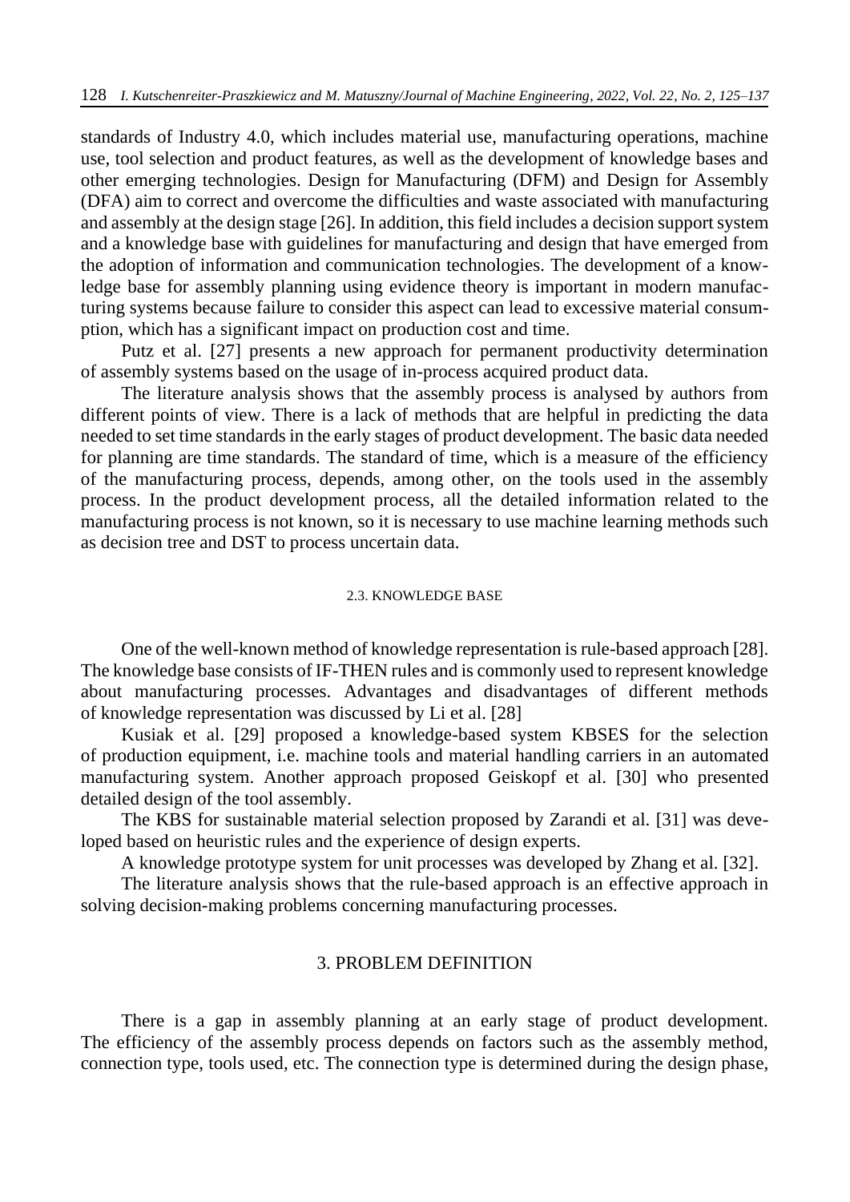standards of Industry 4.0, which includes material use, manufacturing operations, machine use, tool selection and product features, as well as the development of knowledge bases and other emerging technologies. Design for Manufacturing (DFM) and Design for Assembly (DFA) aim to correct and overcome the difficulties and waste associated with manufacturing and assembly at the design stage [26]. In addition, this field includes a decision support system and a knowledge base with guidelines for manufacturing and design that have emerged from the adoption of information and communication technologies. The development of a knowledge base for assembly planning using evidence theory is important in modern manufacturing systems because failure to consider this aspect can lead to excessive material consumption, which has a significant impact on production cost and time.

Putz et al. [27] presents a new approach for permanent productivity determination of assembly systems based on the usage of in-process acquired product data.

The literature analysis shows that the assembly process is analysed by authors from different points of view. There is a lack of methods that are helpful in predicting the data needed to set time standards in the early stages of product development. The basic data needed for planning are time standards. The standard of time, which is a measure of the efficiency of the manufacturing process, depends, among other, on the tools used in the assembly process. In the product development process, all the detailed information related to the manufacturing process is not known, so it is necessary to use machine learning methods such as decision tree and DST to process uncertain data.

### 2.3. KNOWLEDGE BASE

One of the well-known method of knowledge representation is rule-based approach [28]. The knowledge base consists of IF-THEN rules and is commonly used to represent knowledge about manufacturing processes. Advantages and disadvantages of different methods of knowledge representation was discussed by Li et al. [28]

Kusiak et al. [29] proposed a knowledge-based system KBSES for the selection of production equipment, i.e. machine tools and material handling carriers in an automated manufacturing system. Another approach proposed Geiskopf et al. [30] who presented detailed design of the tool assembly.

The KBS for sustainable material selection proposed by Zarandi et al. [31] was developed based on heuristic rules and the experience of design experts.

A knowledge prototype system for unit processes was developed by Zhang et al. [32].

The literature analysis shows that the rule-based approach is an effective approach in solving decision-making problems concerning manufacturing processes.

## 3. PROBLEM DEFINITION

There is a gap in assembly planning at an early stage of product development. The efficiency of the assembly process depends on factors such as the assembly method, connection type, tools used, etc. The connection type is determined during the design phase,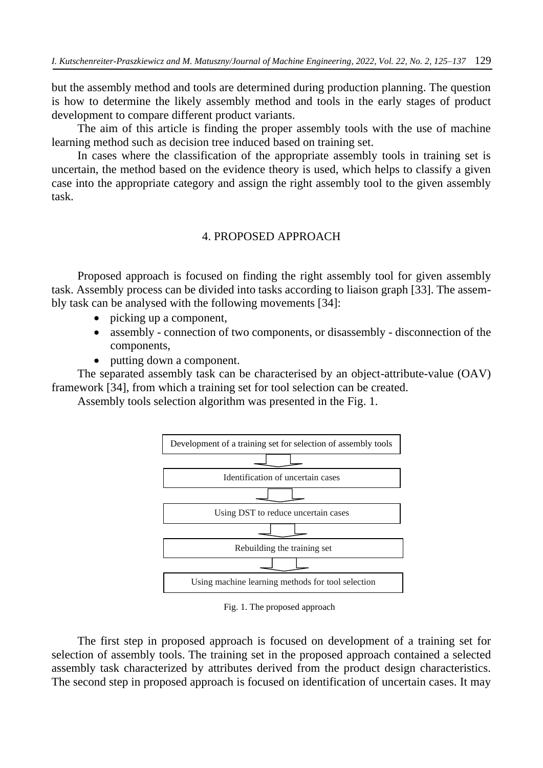but the assembly method and tools are determined during production planning. The question is how to determine the likely assembly method and tools in the early stages of product development to compare different product variants.

The aim of this article is finding the proper assembly tools with the use of machine learning method such as decision tree induced based on training set.

In cases where the classification of the appropriate assembly tools in training set is uncertain, the method based on the evidence theory is used, which helps to classify a given case into the appropriate category and assign the right assembly tool to the given assembly task.

## 4. PROPOSED APPROACH

Proposed approach is focused on finding the right assembly tool for given assembly task. Assembly process can be divided into tasks according to liaison graph [33]. The assembly task can be analysed with the following movements [34]:

- picking up a component,
- assembly - connection of two components, or disassembly - disconnection of the components,
- putting down a component.

The separated assembly task can be characterised by an object-attribute-value (OAV) framework [34], from which a training set for tool selection can be created.

Assembly tools selection algorithm was presented in the Fig. 1.

Development of a training set for selection of assembly tools
↓
Identification of uncertain cases
↓
Using DST to reduce uncertain cases
↓
Rebuilding the training set
↓
Using machine learning methods for tool selection

Fig. 1. The proposed approach

The first step in proposed approach is focused on development of a training set for selection of assembly tools. The training set in the proposed approach contained a selected assembly task characterized by attributes derived from the product design characteristics. The second step in proposed approach is focused on identification of uncertain cases. It may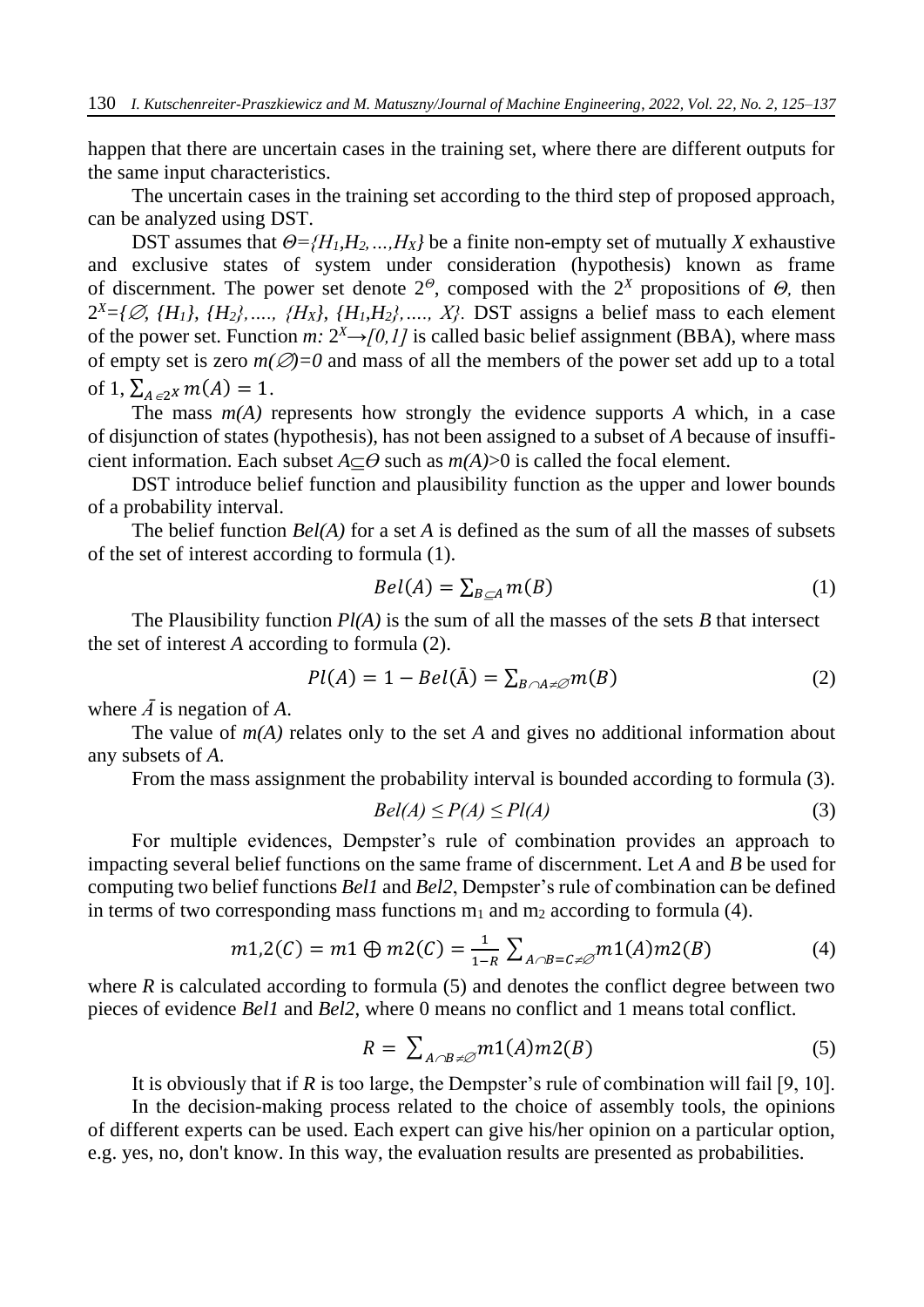happen that there are uncertain cases in the training set, where there are different outputs for the same input characteristics.

The uncertain cases in the training set according to the third step of proposed approach, can be analyzed using DST.

DST assumes that $\Theta=\{H_1,H_2,\ldots,H_X\}$ be a finite non-empty set of mutually $X$ exhaustive and exclusive states of system under consideration (hypothesis) known as frame of discernment. The power set denote $2^{\Theta}$, composed with the $2^X$ propositions of $\Theta$, then $2^X=\{\varnothing, \{H_1\}, \{H_2\},\ldots, \{H_X\}, \{H_1,H_2\},\ldots, X\}$. DST assigns a belief mass to each element of the power set. Function $m: 2^X \rightarrow [0,1]$ is called basic belief assignment (BBA), where mass of empty set is zero $m(\varnothing)=0$ and mass of all the members of the power set add up to a total of 1, $\sum_{A\in 2^X} m(A)=1$.

The mass $m(A)$ represents how strongly the evidence supports $A$ which, in a case of disjunction of states (hypothesis), has not been assigned to a subset of $A$ because of insufficient information. Each subset $A\subseteq\Theta$ such as $m(A)>0$ is called the focal element.

DST introduce belief function and plausibility function as the upper and lower bounds of a probability interval.

The belief function $Bel(A)$ for a set $A$ is defined as the sum of all the masses of subsets of the set of interest according to formula (1).

$$Bel(A)=\sum_{B\subseteq A} m(B) \tag{1}$$

The Plausibility function $Pl(A)$ is the sum of all the masses of the sets $B$ that intersect the set of interest $A$ according to formula (2).

$$Pl(A)=1-Bel(\bar{A})=\sum_{B\cap A\neq\varnothing} m(B) \tag{2}$$

where $\bar{A}$ is negation of $A$.

The value of $m(A)$ relates only to the set $A$ and gives no additional information about any subsets of $A$.

From the mass assignment the probability interval is bounded according to formula (3).

$$Bel(A)\leq P(A)\leq Pl(A) \tag{3}$$

For multiple evidences, Dempster's rule of combination provides an approach to impacting several belief functions on the same frame of discernment. Let $A$ and $B$ be used for computing two belief functions $Bel1$ and $Bel2$, Dempster's rule of combination can be defined in terms of two corresponding mass functions $m_1$ and $m_2$ according to formula (4).

$$m1{,}2(C)=m1\oplus m2(C)=\frac{1}{1-R}\sum_{A\cap B=C\neq\varnothing} m1(A)m2(B) \tag{4}$$

where $R$ is calculated according to formula (5) and denotes the conflict degree between two pieces of evidence $Bel1$ and $Bel2$, where 0 means no conflict and 1 means total conflict.

$$R=\sum_{A\cap B\neq\varnothing} m1(A)m2(B) \tag{5}$$

It is obviously that if $R$ is too large, the Dempster's rule of combination will fail [9, 10].

In the decision-making process related to the choice of assembly tools, the opinions of different experts can be used. Each expert can give his/her opinion on a particular option, e.g. yes, no, don't know. In this way, the evaluation results are presented as probabilities.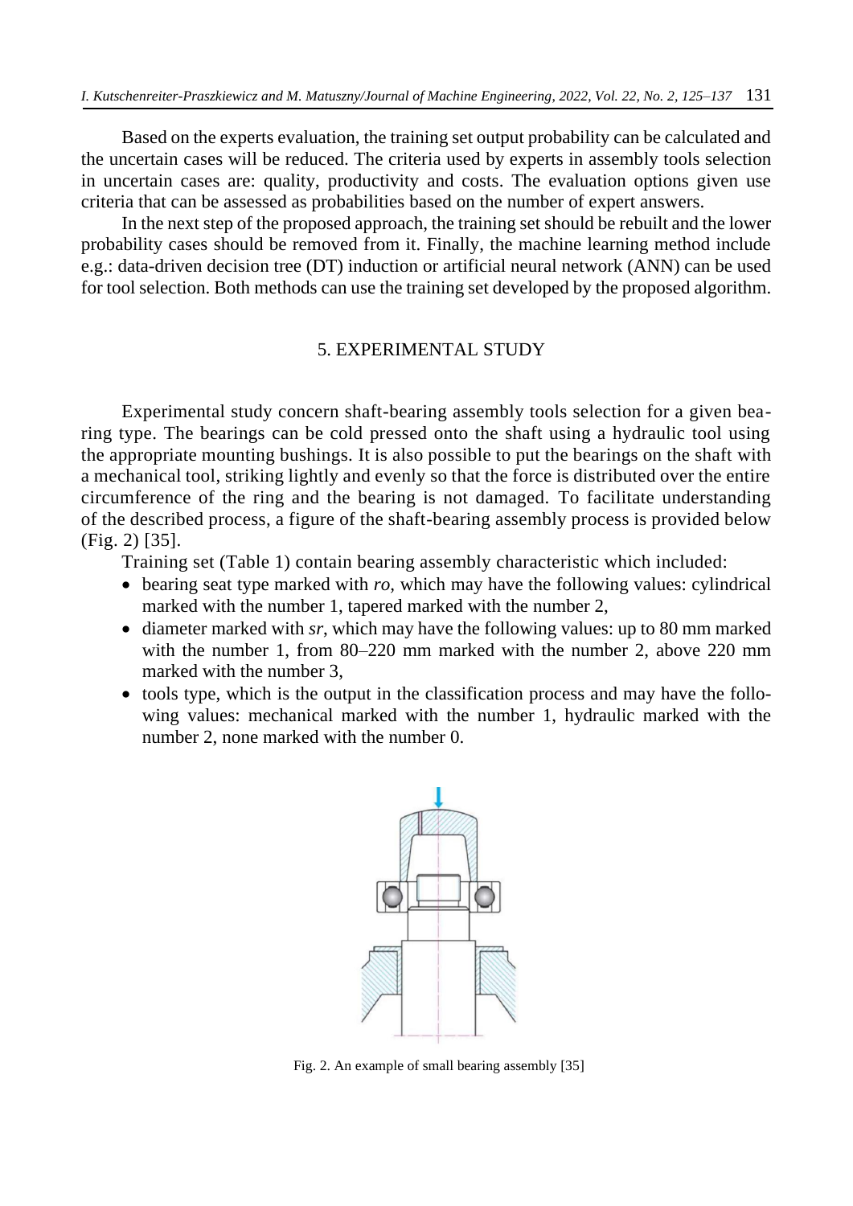Based on the experts evaluation, the training set output probability can be calculated and the uncertain cases will be reduced. The criteria used by experts in assembly tools selection in uncertain cases are: quality, productivity and costs. The evaluation options given use criteria that can be assessed as probabilities based on the number of expert answers.

In the next step of the proposed approach, the training set should be rebuilt and the lower probability cases should be removed from it. Finally, the machine learning method include e.g.: data-driven decision tree (DT) induction or artificial neural network (ANN) can be used for tool selection. Both methods can use the training set developed by the proposed algorithm.

## 5. EXPERIMENTAL STUDY

Experimental study concern shaft-bearing assembly tools selection for a given bearing type. The bearings can be cold pressed onto the shaft using a hydraulic tool using the appropriate mounting bushings. It is also possible to put the bearings on the shaft with a mechanical tool, striking lightly and evenly so that the force is distributed over the entire circumference of the ring and the bearing is not damaged. To facilitate understanding of the described process, a figure of the shaft-bearing assembly process is provided below (Fig. 2) [35].

Training set (Table 1) contain bearing assembly characteristic which included:

- bearing seat type marked with *ro,* which may have the following values: cylindrical marked with the number 1, tapered marked with the number 2,
- diameter marked with *sr*, which may have the following values: up to 80 mm marked with the number 1, from 80–220 mm marked with the number 2, above 220 mm marked with the number 3,
- tools type, which is the output in the classification process and may have the following values: mechanical marked with the number 1, hydraulic marked with the number 2, none marked with the number 0.

Fig. 2. An example of small bearing assembly [35]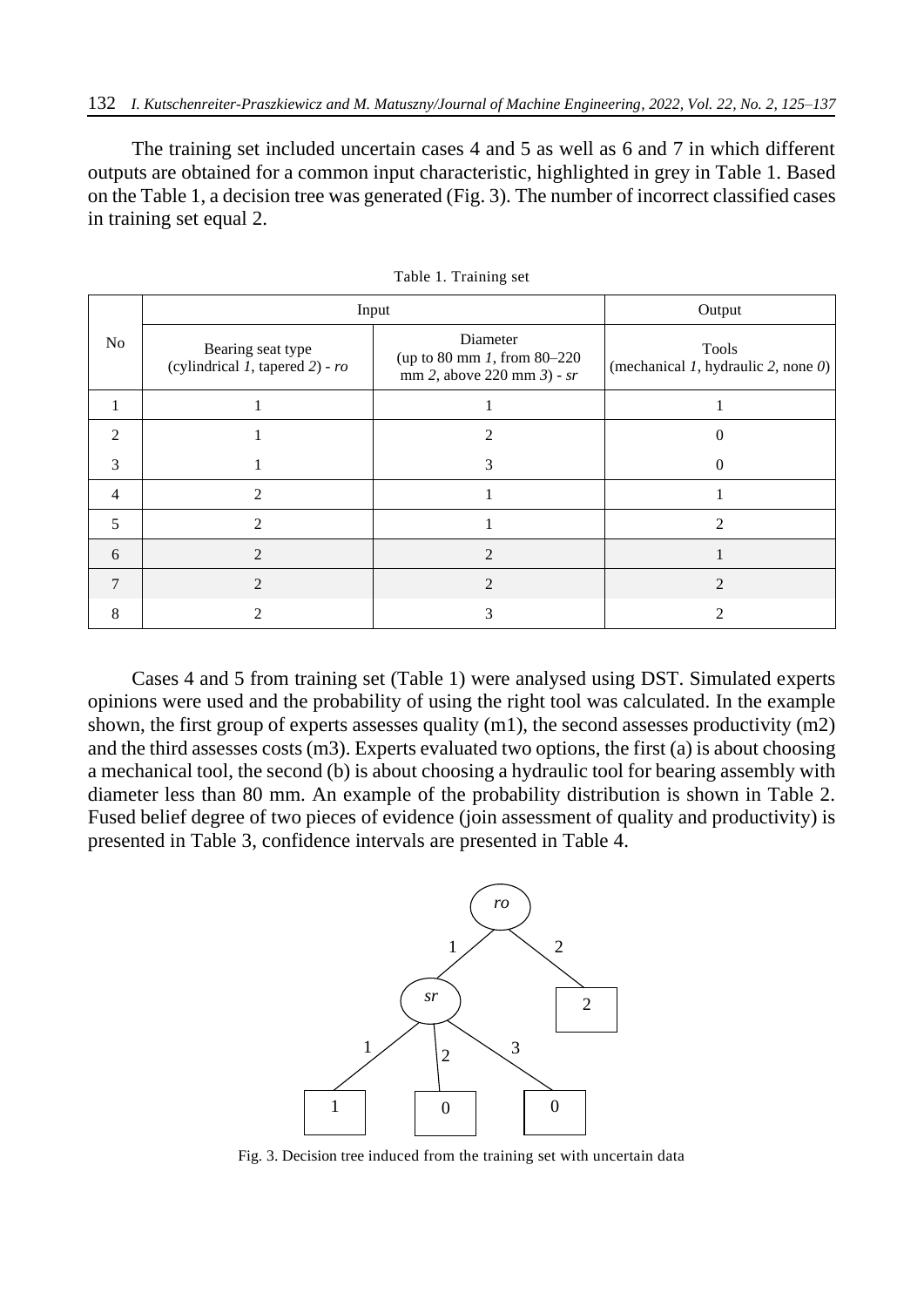The training set included uncertain cases 4 and 5 as well as 6 and 7 in which different outputs are obtained for a common input characteristic, highlighted in grey in Table 1. Based on the Table 1, a decision tree was generated (Fig. 3). The number of incorrect classified cases in training set equal 2.

Table 1. Training set

| No | Input | | Output |
|---|---|---|---|
| | Bearing seat type (cylindrical *1*, tapered *2*) - *ro* | Diameter (up to 80 mm *1*, from 80–220 mm *2*, above 220 mm *3*) - *sr* | Tools (mechanical *1*, hydraulic *2*, none *0*) |
| 1 | 1 | 1 | 1 |
| 2 | 1 | 2 | 0 |
| 3 | 1 | 3 | 0 |
| 4 | 2 | 1 | 1 |
| 5 | 2 | 1 | 2 |
| 6 | 2 | 2 | 1 |
| 7 | 2 | 2 | 2 |
| 8 | 2 | 3 | 2 |

Cases 4 and 5 from training set (Table 1) were analysed using DST. Simulated experts opinions were used and the probability of using the right tool was calculated. In the example shown, the first group of experts assesses quality (m1), the second assesses productivity (m2) and the third assesses costs (m3). Experts evaluated two options, the first (a) is about choosing a mechanical tool, the second (b) is about choosing a hydraulic tool for bearing assembly with diameter less than 80 mm. An example of the probability distribution is shown in Table 2. Fused belief degree of two pieces of evidence (join assessment of quality and productivity) is presented in Table 3, confidence intervals are presented in Table 4.

Fig. 3. Decision tree induced from the training set with uncertain data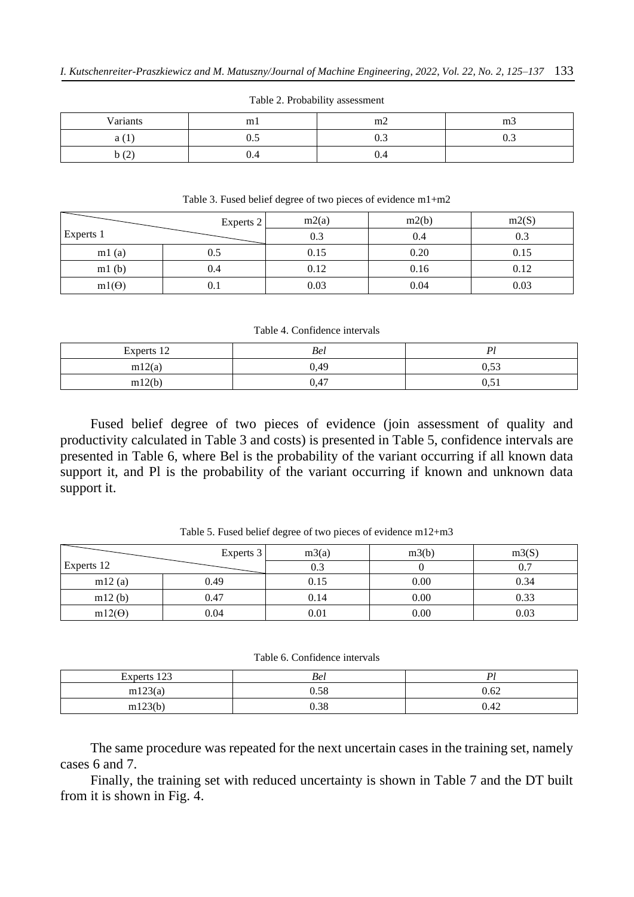Table 2. Probability assessment

| Variants | m1 | m2 | m3 |
|---|---|---|---|
| a (1) | 0.5 | 0.3 | 0.3 |
| b (2) | 0.4 | 0.4 | |

Table 3. Fused belief degree of two pieces of evidence m1+m2

| Experts 1 \ Experts 2 | | m2(a) | m2(b) | m2(S) |
|---|---|---|---|---|
| | | 0.3 | 0.4 | 0.3 |
| m1 (a) | 0.5 | 0.15 | 0.20 | 0.15 |
| m1 (b) | 0.4 | 0.12 | 0.16 | 0.12 |
| m1(Θ) | 0.1 | 0.03 | 0.04 | 0.03 |

Table 4. Confidence intervals

| Experts 12 | *Bel* | *Pl* |
|---|---|---|
| m12(a) | 0,49 | 0,53 |
| m12(b) | 0,47 | 0,51 |

Fused belief degree of two pieces of evidence (join assessment of quality and productivity calculated in Table 3 and costs) is presented in Table 5, confidence intervals are presented in Table 6, where Bel is the probability of the variant occurring if all known data support it, and Pl is the probability of the variant occurring if known and unknown data support it.

Table 5. Fused belief degree of two pieces of evidence m12+m3

| Experts 12 \ Experts 3 | | m3(a) | m3(b) | m3(S) |
|---|---|---|---|---|
| | | 0.3 | 0 | 0.7 |
| m12 (a) | 0.49 | 0.15 | 0.00 | 0.34 |
| m12 (b) | 0.47 | 0.14 | 0.00 | 0.33 |
| m12(Θ) | 0.04 | 0.01 | 0.00 | 0.03 |

Table 6. Confidence intervals

| Experts 123 | *Bel* | *Pl* |
|---|---|---|
| m123(a) | 0.58 | 0.62 |
| m123(b) | 0.38 | 0.42 |

The same procedure was repeated for the next uncertain cases in the training set, namely cases 6 and 7.

Finally, the training set with reduced uncertainty is shown in Table 7 and the DT built from it is shown in Fig. 4.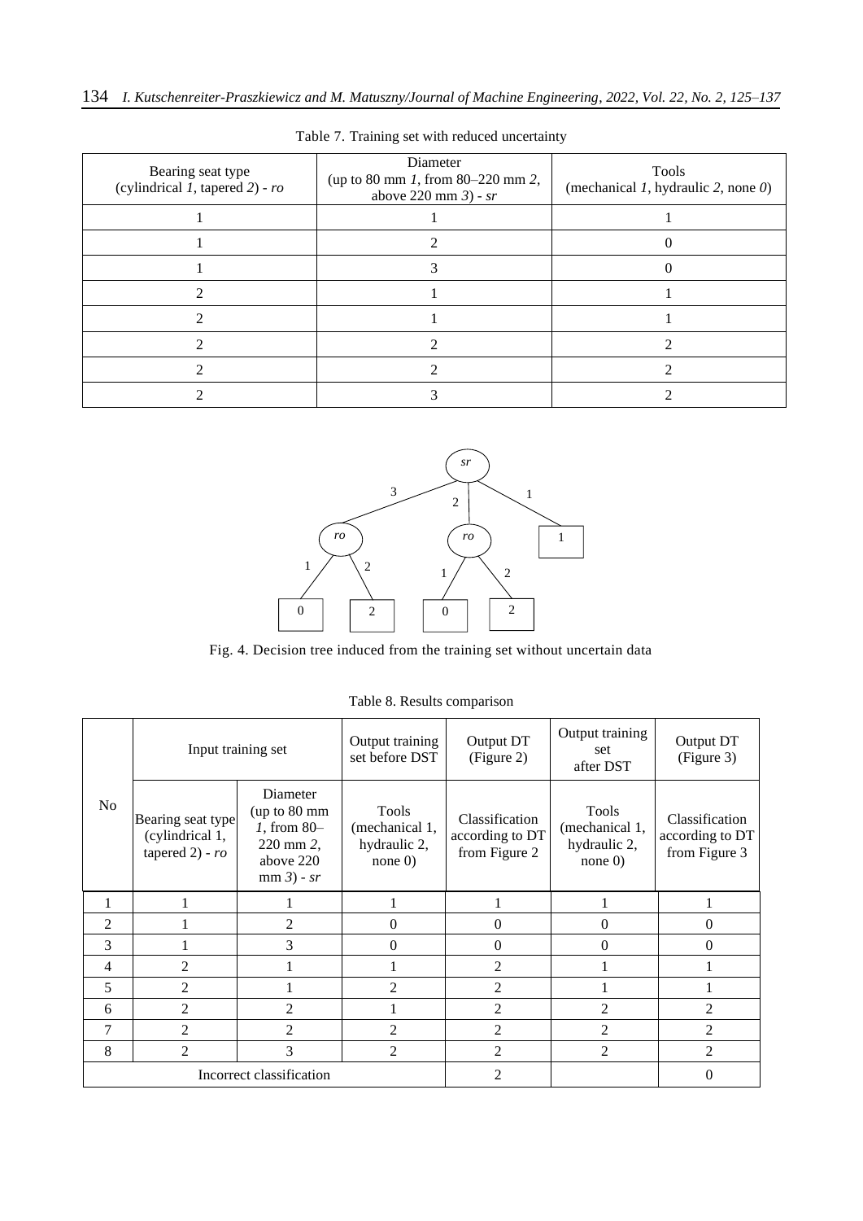Table 7. Training set with reduced uncertainty

| Bearing seat type (cylindrical *1*, tapered *2*) - *ro* | Diameter (up to 80 mm *1*, from 80–220 mm *2*, above 220 mm *3*) - *sr* | Tools (mechanical *1*, hydraulic *2*, none *0*) |
|---|---|---|
| 1 | 1 | 1 |
| 1 | 2 | 0 |
| 1 | 3 | 0 |
| 2 | 1 | 1 |
| 2 | 1 | 1 |
| 2 | 2 | 2 |
| 2 | 2 | 2 |
| 2 | 3 | 2 |

Fig. 4. Decision tree induced from the training set without uncertain data

Table 8. Results comparison

| No | Input training set | | Output training set before DST | Output DT (Figure 2) | Output training set after DST | Output DT (Figure 3) |
|---|---|---|---|---|---|---|
| | Bearing seat type (cylindrical 1, tapered 2) - *ro* | Diameter (up to 80 mm *1*, from 80–220 mm *2*, above 220 mm *3*) - *sr* | Tools (mechanical 1, hydraulic 2, none 0) | Classification according to DT from Figure 2 | Tools (mechanical 1, hydraulic 2, none 0) | Classification according to DT from Figure 3 |
| 1 | 1 | 1 | 1 | 1 | 1 | 1 |
| 2 | 1 | 2 | 0 | 0 | 0 | 0 |
| 3 | 1 | 3 | 0 | 0 | 0 | 0 |
| 4 | 2 | 1 | 1 | 2 | 1 | 1 |
| 5 | 2 | 1 | 2 | 2 | 1 | 1 |
| 6 | 2 | 2 | 1 | 2 | 2 | 2 |
| 7 | 2 | 2 | 2 | 2 | 2 | 2 |
| 8 | 2 | 3 | 2 | 2 | 2 | 2 |
| Incorrect classification | | | | 2 | | 0 |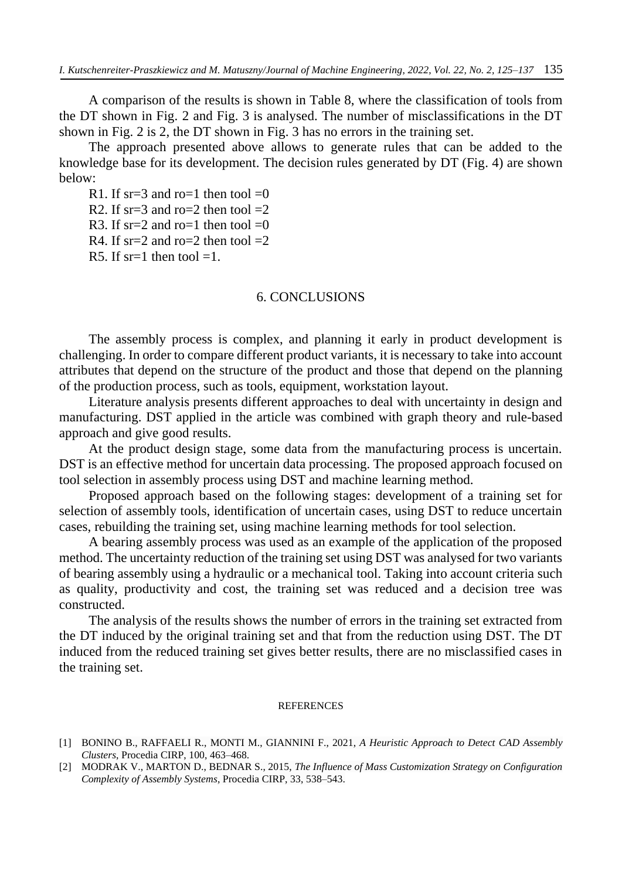A comparison of the results is shown in Table 8, where the classification of tools from the DT shown in Fig. 2 and Fig. 3 is analysed. The number of misclassifications in the DT shown in Fig. 2 is 2, the DT shown in Fig. 3 has no errors in the training set.

The approach presented above allows to generate rules that can be added to the knowledge base for its development. The decision rules generated by DT (Fig. 4) are shown below:

R1. If sr=3 and ro=1 then tool =0

R2. If sr=3 and ro=2 then tool =2

R3. If sr=2 and ro=1 then tool =0

R4. If sr=2 and ro=2 then tool =2

R5. If sr=1 then tool =1.

## 6. CONCLUSIONS

The assembly process is complex, and planning it early in product development is challenging. In order to compare different product variants, it is necessary to take into account attributes that depend on the structure of the product and those that depend on the planning of the production process, such as tools, equipment, workstation layout.

Literature analysis presents different approaches to deal with uncertainty in design and manufacturing. DST applied in the article was combined with graph theory and rule-based approach and give good results.

At the product design stage, some data from the manufacturing process is uncertain. DST is an effective method for uncertain data processing. The proposed approach focused on tool selection in assembly process using DST and machine learning method.

Proposed approach based on the following stages: development of a training set for selection of assembly tools, identification of uncertain cases, using DST to reduce uncertain cases, rebuilding the training set, using machine learning methods for tool selection.

A bearing assembly process was used as an example of the application of the proposed method. The uncertainty reduction of the training set using DST was analysed for two variants of bearing assembly using a hydraulic or a mechanical tool. Taking into account criteria such as quality, productivity and cost, the training set was reduced and a decision tree was constructed.

The analysis of the results shows the number of errors in the training set extracted from the DT induced by the original training set and that from the reduction using DST. The DT induced from the reduced training set gives better results, there are no misclassified cases in the training set.

#### REFERENCES

[1] BONINO B., RAFFAELI R., MONTI M., GIANNINI F., 2021, *A Heuristic Approach to Detect CAD Assembly Clusters*, Procedia CIRP, 100, 463–468.

[2] MODRAK V., MARTON D., BEDNAR S., 2015, *The Influence of Mass Customization Strategy on Configuration Complexity of Assembly Systems*, Procedia CIRP, 33, 538–543.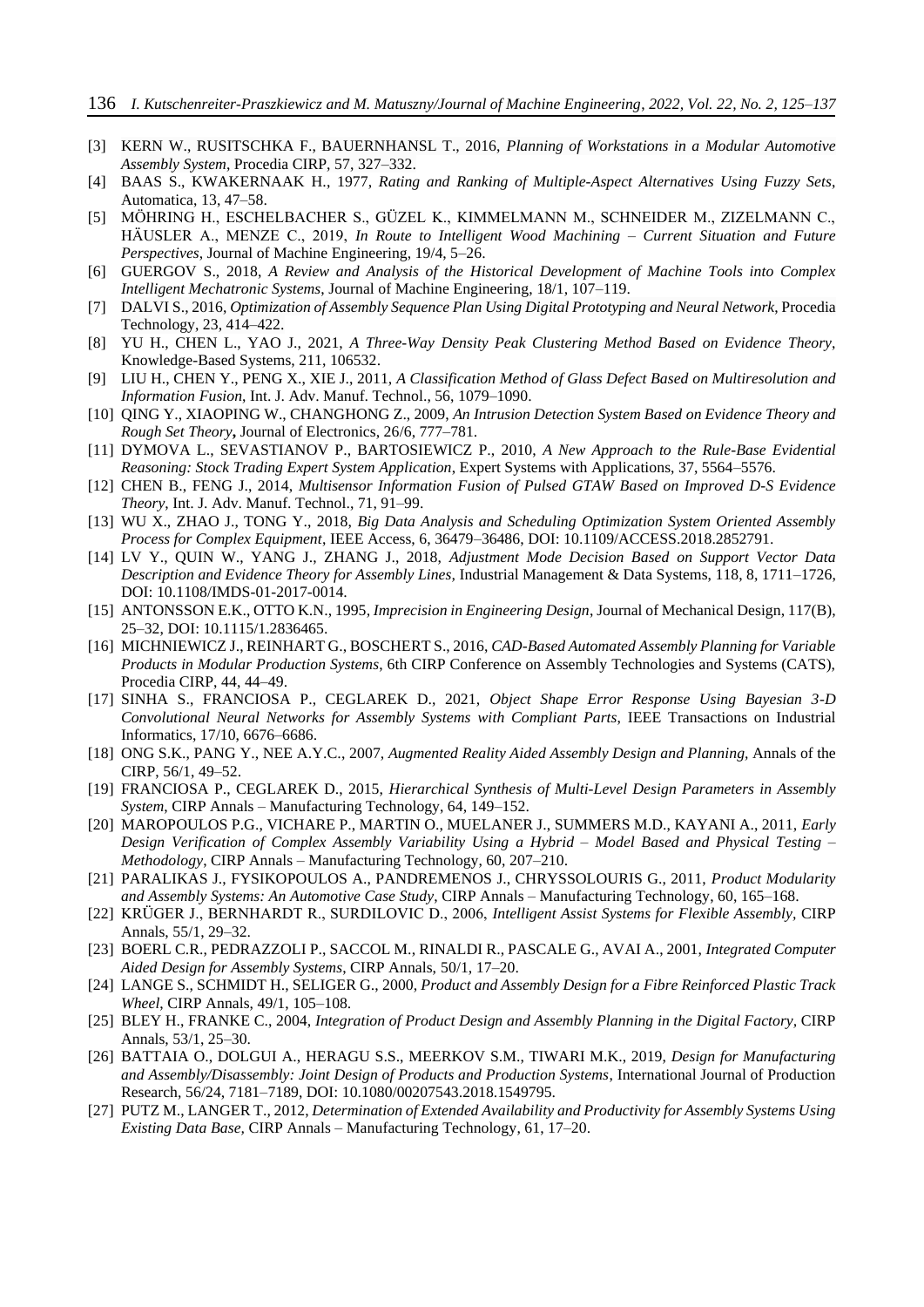[3] KERN W., RUSITSCHKA F., BAUERNHANSL T., 2016, *Planning of Workstations in a Modular Automotive Assembly System*, Procedia CIRP, 57, 327–332.

[4] BAAS S., KWAKERNAAK H., 1977, *Rating and Ranking of Multiple-Aspect Alternatives Using Fuzzy Sets*, Automatica, 13, 47–58.

[5] MÖHRING H., ESCHELBACHER S., GÜZEL K., KIMMELMANN M., SCHNEIDER M., ZIZELMANN C., HÄUSLER A., MENZE C., 2019, *In Route to Intelligent Wood Machining – Current Situation and Future Perspectives*, Journal of Machine Engineering, 19/4, 5–26.

[6] GUERGOV S., 2018, *A Review and Analysis of the Historical Development of Machine Tools into Complex Intelligent Mechatronic Systems*, Journal of Machine Engineering, 18/1, 107–119.

[7] DALVI S., 2016, *Optimization of Assembly Sequence Plan Using Digital Prototyping and Neural Network*, Procedia Technology, 23, 414–422.

[8] YU H., CHEN L., YAO J., 2021, *A Three-Way Density Peak Clustering Method Based on Evidence Theory*, Knowledge-Based Systems, 211, 106532.

[9] LIU H., CHEN Y., PENG X., XIE J., 2011, *A Classification Method of Glass Defect Based on Multiresolution and Information Fusion*, Int. J. Adv. Manuf. Technol., 56, 1079–1090.

[10] QING Y., XIAOPING W., CHANGHONG Z., 2009, *An Intrusion Detection System Based on Evidence Theory and Rough Set Theory***,** Journal of Electronics, 26/6, 777–781.

[11] DYMOVA L., SEVASTIANOV P., BARTOSIEWICZ P., 2010, *A New Approach to the Rule-Base Evidential Reasoning: Stock Trading Expert System Application*, Expert Systems with Applications, 37, 5564–5576.

[12] CHEN B., FENG J., 2014, *Multisensor Information Fusion of Pulsed GTAW Based on Improved D-S Evidence Theory*, Int. J. Adv. Manuf. Technol., 71, 91–99.

[13] WU X., ZHAO J., TONG Y., 2018, *Big Data Analysis and Scheduling Optimization System Oriented Assembly Process for Complex Equipment*, IEEE Access, 6, 36479–36486, DOI: 10.1109/ACCESS.2018.2852791.

[14] LV Y., QUIN W., YANG J., ZHANG J., 2018, *Adjustment Mode Decision Based on Support Vector Data Description and Evidence Theory for Assembly Lines,* Industrial Management & Data Systems, 118, 8, 1711–1726, DOI: 10.1108/IMDS-01-2017-0014.

[15] ANTONSSON E.K., OTTO K.N., 1995, *Imprecision in Engineering Design*, Journal of Mechanical Design, 117(B), 25–32, DOI: 10.1115/1.2836465.

[16] MICHNIEWICZ J., REINHART G., BOSCHERT S., 2016, *CAD-Based Automated Assembly Planning for Variable Products in Modular Production Systems*, 6th CIRP Conference on Assembly Technologies and Systems (CATS), Procedia CIRP, 44, 44–49.

[17] SINHA S., FRANCIOSA P., CEGLAREK D., 2021, *Object Shape Error Response Using Bayesian 3-D Convolutional Neural Networks for Assembly Systems with Compliant Parts*, IEEE Transactions on Industrial Informatics, 17/10, 6676–6686.

[18] ONG S.K., PANG Y., NEE A.Y.C., 2007, *Augmented Reality Aided Assembly Design and Planning,* Annals of the CIRP, 56/1, 49–52.

[19] FRANCIOSA P., CEGLAREK D., 2015, *Hierarchical Synthesis of Multi-Level Design Parameters in Assembly System*, CIRP Annals – Manufacturing Technology, 64, 149–152.

[20] MAROPOULOS P.G., VICHARE P., MARTIN O., MUELANER J., SUMMERS M.D., KAYANI A., 2011, *Early Design Verification of Complex Assembly Variability Using a Hybrid – Model Based and Physical Testing – Methodology*, CIRP Annals – Manufacturing Technology, 60, 207–210.

[21] PARALIKAS J., FYSIKOPOULOS A., PANDREMENOS J., CHRYSSOLOURIS G., 2011, *Product Modularity and Assembly Systems: An Automotive Case Study*, CIRP Annals – Manufacturing Technology, 60, 165–168.

[22] KRÜGER J., BERNHARDT R., SURDILOVIC D., 2006, *Intelligent Assist Systems for Flexible Assembly,* CIRP Annals, 55/1, 29–32.

[23] BOERL C.R., PEDRAZZOLI P., SACCOL M., RINALDI R., PASCALE G., AVAI A., 2001, *Integrated Computer Aided Design for Assembly Systems*, CIRP Annals, 50/1, 17–20.

[24] LANGE S., SCHMIDT H., SELIGER G., 2000, *Product and Assembly Design for a Fibre Reinforced Plastic Track Wheel*, CIRP Annals, 49/1, 105–108.

[25] BLEY H., FRANKE C., 2004, *Integration of Product Design and Assembly Planning in the Digital Factory,* CIRP Annals, 53/1, 25–30.

[26] BATTAIA O., DOLGUI A., HERAGU S.S., MEERKOV S.M., TIWARI M.K., 2019, *Design for Manufacturing and Assembly/Disassembly: Joint Design of Products and Production Systems,* International Journal of Production Research, 56/24, 7181–7189, DOI: 10.1080/00207543.2018.1549795.

[27] PUTZ M., LANGER T., 2012, *Determination of Extended Availability and Productivity for Assembly Systems Using Existing Data Base,* CIRP Annals – Manufacturing Technology, 61, 17–20.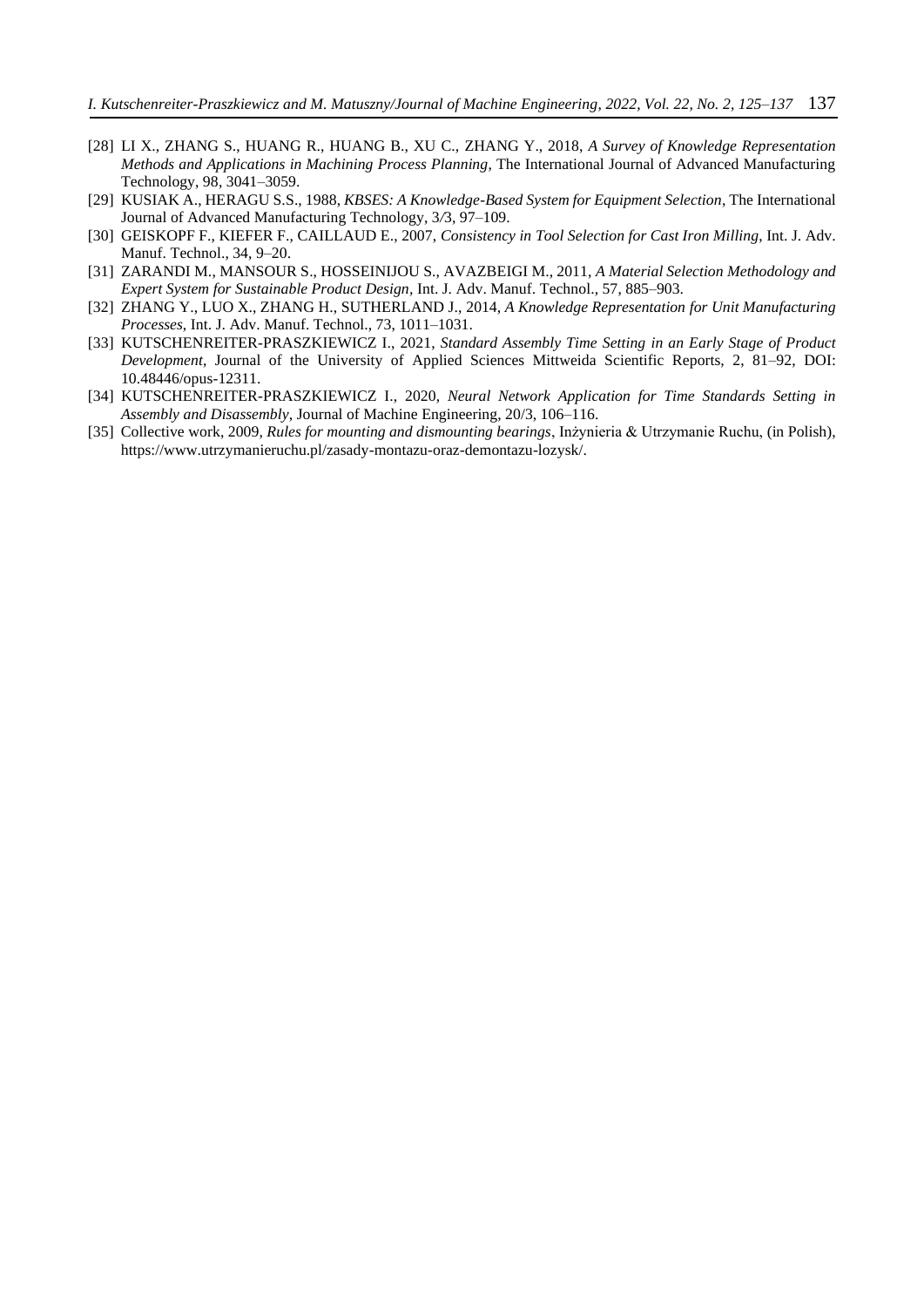[28] LI X., ZHANG S., HUANG R., HUANG B., XU C., ZHANG Y., 2018, *A Survey of Knowledge Representation Methods and Applications in Machining Process Planning*, The International Journal of Advanced Manufacturing Technology, 98, 3041–3059.

[29] KUSIAK A., HERAGU S.S., 1988, *KBSES: A Knowledge-Based System for Equipment Selection*, The International Journal of Advanced Manufacturing Technology, 3/3, 97–109.

[30] GEISKOPF F., KIEFER F., CAILLAUD E., 2007, *Consistency in Tool Selection for Cast Iron Milling*, Int. J. Adv. Manuf. Technol., 34, 9–20.

[31] ZARANDI M., MANSOUR S., HOSSEINIJOU S., AVAZBEIGI M., 2011, *A Material Selection Methodology and Expert System for Sustainable Product Design*, Int. J. Adv. Manuf. Technol., 57, 885–903.

[32] ZHANG Y., LUO X., ZHANG H., SUTHERLAND J., 2014, *A Knowledge Representation for Unit Manufacturing Processes*, Int. J. Adv. Manuf. Technol., 73, 1011–1031.

[33] KUTSCHENREITER-PRASZKIEWICZ I., 2021, *Standard Assembly Time Setting in an Early Stage of Product Development*, Journal of the University of Applied Sciences Mittweida Scientific Reports, 2, 81–92, DOI: 10.48446/opus-12311.

[34] KUTSCHENREITER-PRASZKIEWICZ I., 2020, *Neural Network Application for Time Standards Setting in Assembly and Disassembly*, Journal of Machine Engineering, 20/3, 106–116.

[35] Collective work, 2009, *Rules for mounting and dismounting bearings*, Inżynieria & Utrzymanie Ruchu, (in Polish), https://www.utrzymanieruchu.pl/zasady-montazu-oraz-demontazu-lozysk/.